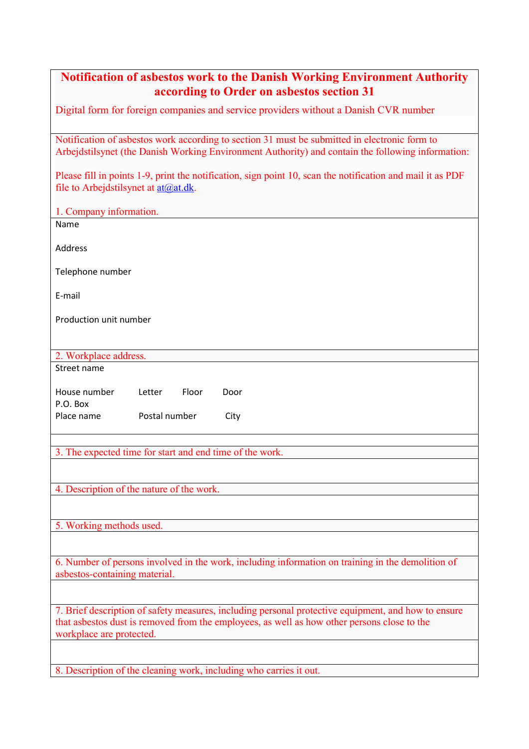# Notification of asbestos work to the Danish Working Environment Authority according to Order on asbestos section 31

Digital form for foreign companies and service providers without a Danish CVR number

Notification of asbestos work according to section 31 must be submitted in electronic form to Arbejdstilsynet (the Danish Working Environment Authority) and contain the following information:

Please fill in points 1-9, print the notification, sign point 10, scan the notification and mail it as PDF file to Arbejdstilsynet at at@at.dk.

## 1. Company information.

Name

Address

Telephone number

E-mail

Production unit number

## 2. Workplace address.

Street name

House number     Letter     Floor     Door

P.O. Box

Place name     Postal number     City

## 3. The expected time for start and end time of the work.

## 4. Description of the nature of the work.

## 5. Working methods used.

## 6. Number of persons involved in the work, including information on training in the demolition of asbestos-containing material.

## 7. Brief description of safety measures, including personal protective equipment, and how to ensure that asbestos dust is removed from the employees, as well as how other persons close to the workplace are protected.

## 8. Description of the cleaning work, including who carries it out.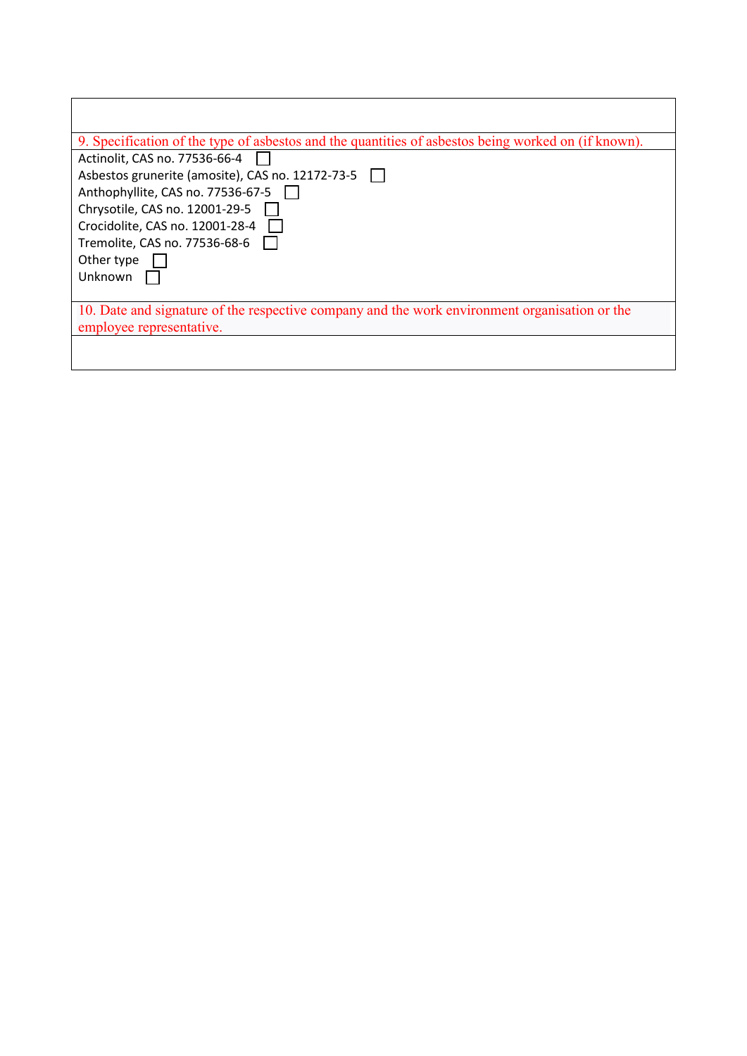| |
|---|
| |
| 9. Specification of the type of asbestos and the quantities of asbestos being worked on (if known). |
| Actinolit, CAS no. 77536-66-4 ☐<br>Asbestos grunerite (amosite), CAS no. 12172-73-5 ☐<br>Anthophyllite, CAS no. 77536-67-5 ☐<br>Chrysotile, CAS no. 12001-29-5 ☐<br>Crocidolite, CAS no. 12001-28-4 ☐<br>Tremolite, CAS no. 77536-68-6 ☐<br>Other type ☐<br>Unknown ☐ |
| 10. Date and signature of the respective company and the work environment organisation or the employee representative. |
| |